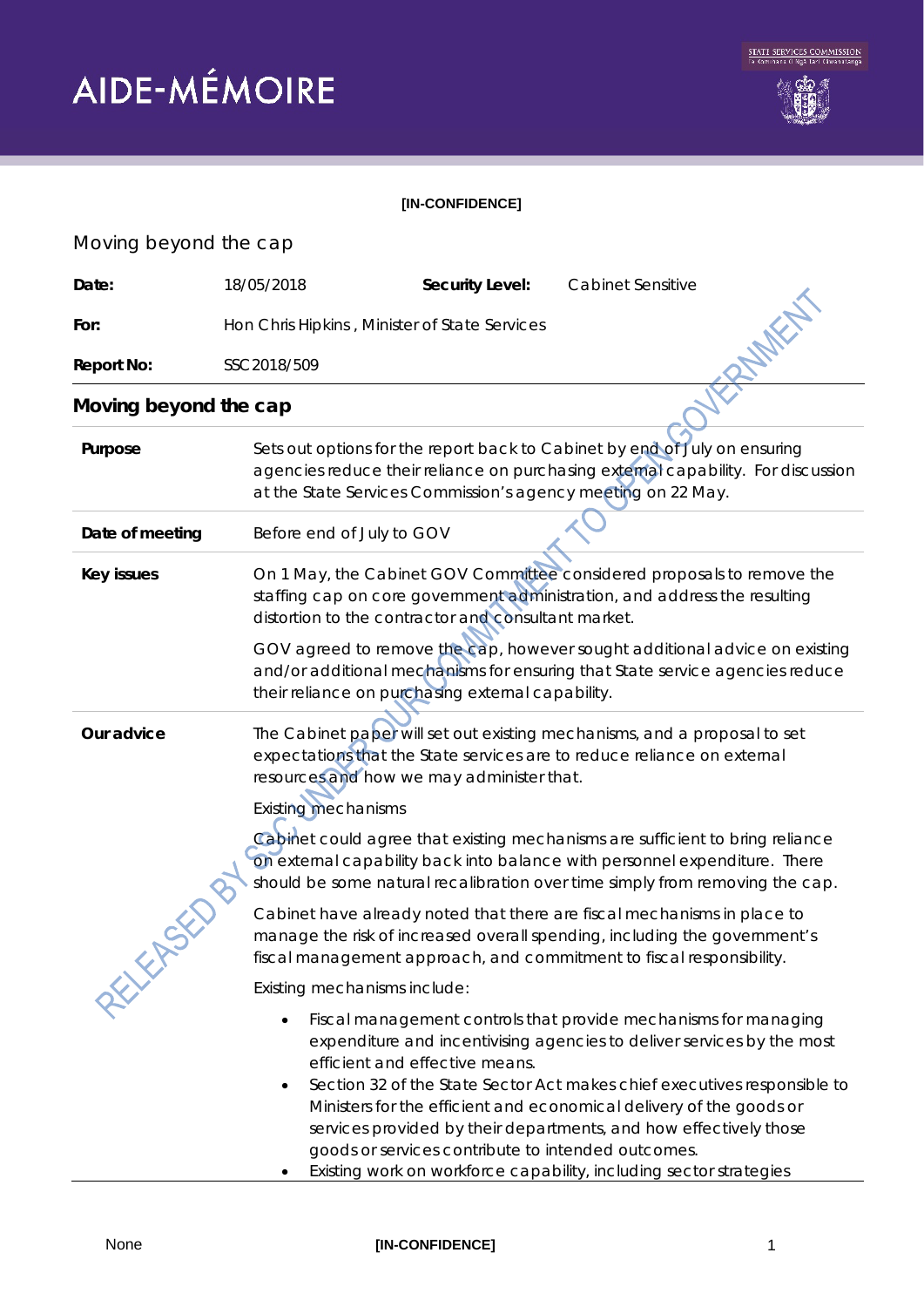# AIDE-MÉMOIRE

[IN-CONFIDENCE]

Moving beyond the cap

| | | | |
|---|---|---|---|
| **Date:** | 18/05/2018 | **Security Level:** | Cabinet Sensitive |
| **For:** | Hon Chris Hipkins, Minister of State Services | | |
| **Report No:** | SSC2018/509 | | |

## Moving beyond the cap

| | |
|---|---|
| **Purpose** | Sets out options for the report back to Cabinet by end of July on ensuring agencies reduce their reliance on purchasing external capability. For discussion at the State Services Commission's agency meeting on 22 May. |
| **Date of meeting** | Before end of July to GOV |
| **Key issues** | On 1 May, the Cabinet GOV Committee considered proposals to remove the staffing cap on core government administration, and address the resulting distortion to the contractor and consultant market.<br><br>GOV agreed to remove the cap, however sought additional advice on existing and/or additional mechanisms for ensuring that State service agencies reduce their reliance on purchasing external capability. |
| **Our advice** | The Cabinet paper will set out existing mechanisms, and a proposal to set expectations that the State services are to reduce reliance on external resources and how we may administer that.<br><br>Existing mechanisms<br><br>Cabinet could agree that existing mechanisms are sufficient to bring reliance on external capability back into balance with personnel expenditure. There should be some natural recalibration over time simply from removing the cap.<br><br>Cabinet have already noted that there are fiscal mechanisms in place to manage the risk of increased overall spending, including the government's fiscal management approach, and commitment to fiscal responsibility.<br><br>Existing mechanisms include:<br><br>• Fiscal management controls that provide mechanisms for managing expenditure and incentivising agencies to deliver services by the most efficient and effective means.<br>• Section 32 of the State Sector Act makes chief executives responsible to Ministers for the efficient and economical delivery of the goods or services provided by their departments, and how effectively those goods or services contribute to intended outcomes.<br>• Existing work on workforce capability, including sector strategies |

RELEASED BY SSC, UNDER OUR COMMITMENT TO OPEN GOVERNMENT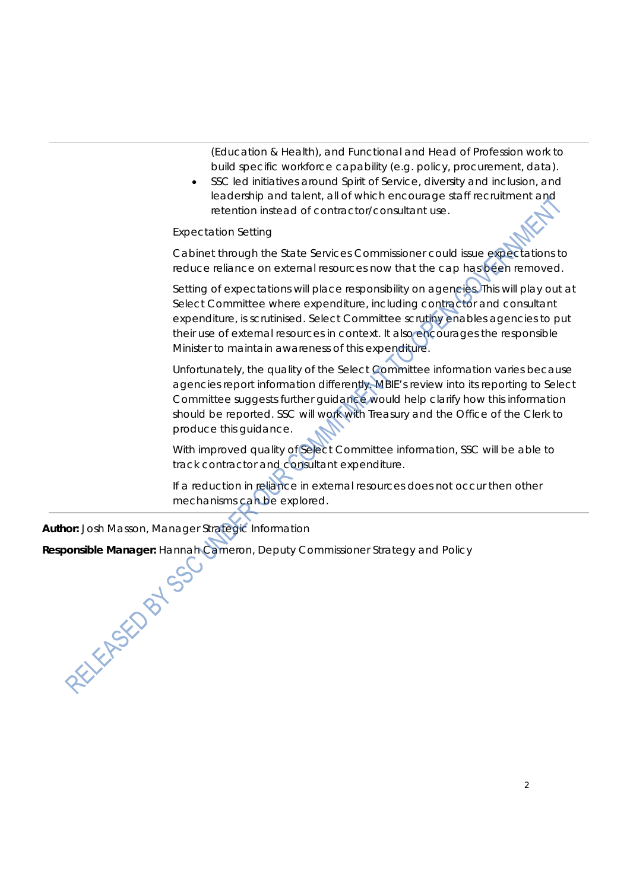(Education & Health), and Functional and Head of Profession work to build specific workforce capability (e.g. policy, procurement, data).

- SSC led initiatives around Spirit of Service, diversity and inclusion, and leadership and talent, all of which encourage staff recruitment and retention instead of contractor/consultant use.

Expectation Setting

Cabinet through the State Services Commissioner could issue expectations to reduce reliance on external resources now that the cap has been removed.

Setting of expectations will place responsibility on agencies. This will play out at Select Committee where expenditure, including contractor and consultant expenditure, is scrutinised. Select Committee scrutiny enables agencies to put their use of external resources in context. It also encourages the responsible Minister to maintain awareness of this expenditure.

Unfortunately, the quality of the Select Committee information varies because agencies report information differently. MBIE's review into its reporting to Select Committee suggests further guidance would help clarify how this information should be reported. SSC will work with Treasury and the Office of the Clerk to produce this guidance.

With improved quality of Select Committee information, SSC will be able to track contractor and consultant expenditure.

If a reduction in reliance in external resources does not occur then other mechanisms can be explored.

**Author:** Josh Masson, Manager Strategic Information

**Responsible Manager:** Hannah Cameron, Deputy Commissioner Strategy and Policy

RELEASED BY SSC UNDER OUR COMMITMENT TO OPEN GOVERNMENT